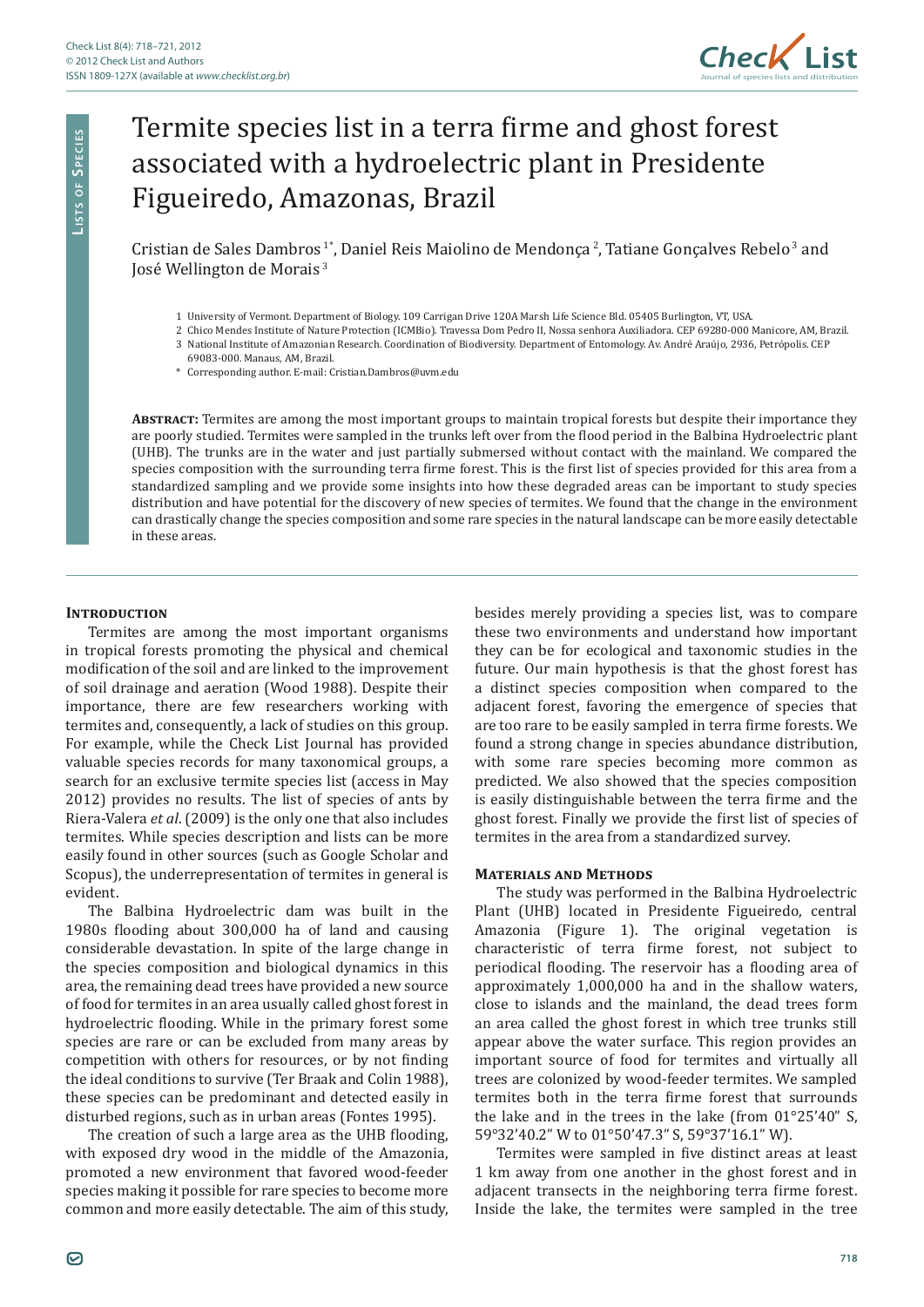# Termite species list in a terra firme and ghost forest associated with a hydroelectric plant in Presidente Figueiredo, Amazonas, Brazil

Cristian de Sales Dambros [1*], Daniel Reis Maiolino de Mendonça [2], Tatiane Gonçalves Rebelo [3] and José Wellington de Morais [3]

1 University of Vermont. Department of Biology. 109 Carrigan Drive 120A Marsh Life Science Bld. 05405 Burlington, VT, USA.
2 Chico Mendes Institute of Nature Protection (ICMBio). Travessa Dom Pedro II, Nossa senhora Auxiliadora. CEP 69280-000 Manicore, AM, Brazil.
3 National Institute of Amazonian Research. Coordination of Biodiversity. Department of Entomology. Av. André Araújo, 2936, Petrópolis. CEP 69083-000. Manaus, AM, Brazil.
\* Corresponding author. E-mail: Cristian.Dambros@uvm.edu

**Abstract:** Termites are among the most important groups to maintain tropical forests but despite their importance they are poorly studied. Termites were sampled in the trunks left over from the flood period in the Balbina Hydroelectric plant (UHB). The trunks are in the water and just partially submersed without contact with the mainland. We compared the species composition with the surrounding terra firme forest. This is the first list of species provided for this area from a standardized sampling and we provide some insights into how these degraded areas can be important to study species distribution and have potential for the discovery of new species of termites. We found that the change in the environment can drastically change the species composition and some rare species in the natural landscape can be more easily detectable in these areas.

## Introduction

Termites are among the most important organisms in tropical forests promoting the physical and chemical modification of the soil and are linked to the improvement of soil drainage and aeration (Wood 1988). Despite their importance, there are few researchers working with termites and, consequently, a lack of studies on this group. For example, while the Check List Journal has provided valuable species records for many taxonomical groups, a search for an exclusive termite species list (access in May 2012) provides no results. The list of species of ants by Riera-Valera *et al*. (2009) is the only one that also includes termites. While species description and lists can be more easily found in other sources (such as Google Scholar and Scopus), the underrepresentation of termites in general is evident.

The Balbina Hydroelectric dam was built in the 1980s flooding about 300,000 ha of land and causing considerable devastation. In spite of the large change in the species composition and biological dynamics in this area, the remaining dead trees have provided a new source of food for termites in an area usually called ghost forest in hydroelectric flooding. While in the primary forest some species are rare or can be excluded from many areas by competition with others for resources, or by not finding the ideal conditions to survive (Ter Braak and Colin 1988), these species can be predominant and detected easily in disturbed regions, such as in urban areas (Fontes 1995).

The creation of such a large area as the UHB flooding, with exposed dry wood in the middle of the Amazonia, promoted a new environment that favored wood-feeder species making it possible for rare species to become more common and more easily detectable. The aim of this study, besides merely providing a species list, was to compare these two environments and understand how important they can be for ecological and taxonomic studies in the future. Our main hypothesis is that the ghost forest has a distinct species composition when compared to the adjacent forest, favoring the emergence of species that are too rare to be easily sampled in terra firme forests. We found a strong change in species abundance distribution, with some rare species becoming more common as predicted. We also showed that the species composition is easily distinguishable between the terra firme and the ghost forest. Finally we provide the first list of species of termites in the area from a standardized survey.

## Materials and Methods

The study was performed in the Balbina Hydroelectric Plant (UHB) located in Presidente Figueiredo, central Amazonia (Figure 1). The original vegetation is characteristic of terra firme forest, not subject to periodical flooding. The reservoir has a flooding area of approximately 1,000,000 ha and in the shallow waters, close to islands and the mainland, the dead trees form an area called the ghost forest in which tree trunks still appear above the water surface. This region provides an important source of food for termites and virtually all trees are colonized by wood-feeder termites. We sampled termites both in the terra firme forest that surrounds the lake and in the trees in the lake (from 01°25'40" S, 59°32'40.2" W to 01°50'47.3" S, 59°37'16.1" W).

Termites were sampled in five distinct areas at least 1 km away from one another in the ghost forest and in adjacent transects in the neighboring terra firme forest. Inside the lake, the termites were sampled in the tree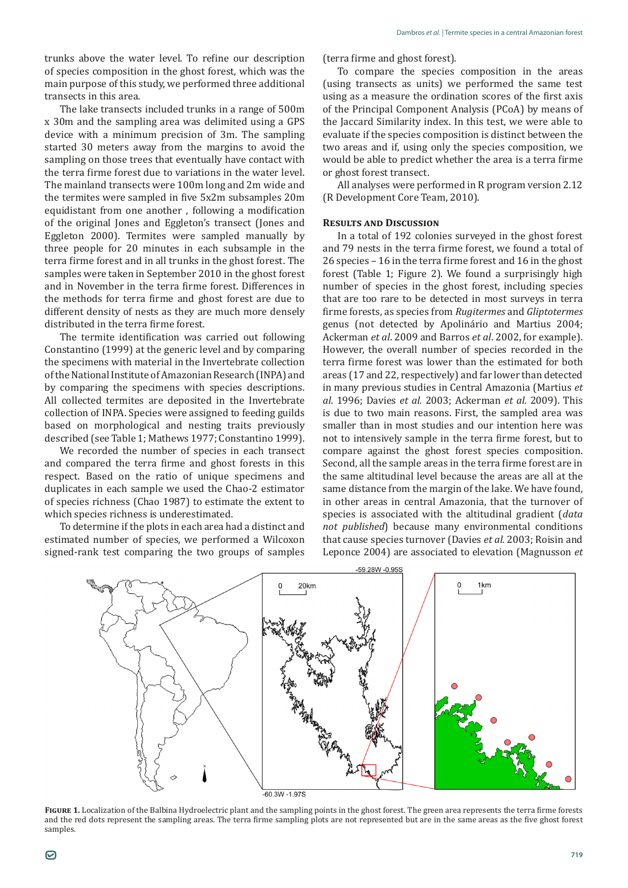trunks above the water level. To refine our description of species composition in the ghost forest, which was the main purpose of this study, we performed three additional transects in this area.

The lake transects included trunks in a range of 500m x 30m and the sampling area was delimited using a GPS device with a minimum precision of 3m. The sampling started 30 meters away from the margins to avoid the sampling on those trees that eventually have contact with the terra firme forest due to variations in the water level. The mainland transects were 100m long and 2m wide and the termites were sampled in five 5x2m subsamples 20m equidistant from one another , following a modification of the original Jones and Eggleton's transect (Jones and Eggleton 2000). Termites were sampled manually by three people for 20 minutes in each subsample in the terra firme forest and in all trunks in the ghost forest. The samples were taken in September 2010 in the ghost forest and in November in the terra firme forest. Differences in the methods for terra firme and ghost forest are due to different density of nests as they are much more densely distributed in the terra firme forest.

The termite identification was carried out following Constantino (1999) at the generic level and by comparing the specimens with material in the Invertebrate collection of the National Institute of Amazonian Research (INPA) and by comparing the specimens with species descriptions. All collected termites are deposited in the Invertebrate collection of INPA. Species were assigned to feeding guilds based on morphological and nesting traits previously described (see Table 1; Mathews 1977; Constantino 1999).

We recorded the number of species in each transect and compared the terra firme and ghost forests in this respect. Based on the ratio of unique specimens and duplicates in each sample we used the Chao-2 estimator of species richness (Chao 1987) to estimate the extent to which species richness is underestimated.

To determine if the plots in each area had a distinct and estimated number of species, we performed a Wilcoxon signed-rank test comparing the two groups of samples (terra firme and ghost forest).

To compare the species composition in the areas (using transects as units) we performed the same test using as a measure the ordination scores of the first axis of the Principal Component Analysis (PCoA) by means of the Jaccard Similarity index. In this test, we were able to evaluate if the species composition is distinct between the two areas and if, using only the species composition, we would be able to predict whether the area is a terra firme or ghost forest transect.

All analyses were performed in R program version 2.12 (R Development Core Team, 2010).

## Results and Discussion

In a total of 192 colonies surveyed in the ghost forest and 79 nests in the terra firme forest, we found a total of 26 species – 16 in the terra firme forest and 16 in the ghost forest (Table 1; Figure 2). We found a surprisingly high number of species in the ghost forest, including species that are too rare to be detected in most surveys in terra firme forests, as species from *Rugitermes* and *Gliptotermes* genus (not detected by Apolinário and Martius 2004; Ackerman *et al*. 2009 and Barros *et al*. 2002, for example). However, the overall number of species recorded in the terra firme forest was lower than the estimated for both areas (17 and 22, respectively) and far lower than detected in many previous studies in Central Amazonia (Martius *et al*. 1996; Davies *et al.* 2003; Ackerman *et al.* 2009). This is due to two main reasons. First, the sampled area was smaller than in most studies and our intention here was not to intensively sample in the terra firme forest, but to compare against the ghost forest species composition. Second, all the sample areas in the terra firme forest are in the same altitudinal level because the areas are all at the same distance from the margin of the lake. We have found, in other areas in central Amazonia, that the turnover of species is associated with the altitudinal gradient (*data not published*) because many environmental conditions that cause species turnover (Davies *et al.* 2003; Roisin and Leponce 2004) are associated to elevation (Magnusson *et*

**Figure 1.** Localization of the Balbina Hydroelectric plant and the sampling points in the ghost forest. The green area represents the terra firme forests and the red dots represent the sampling areas. The terra firme sampling plots are not represented but are in the same areas as the five ghost forest samples.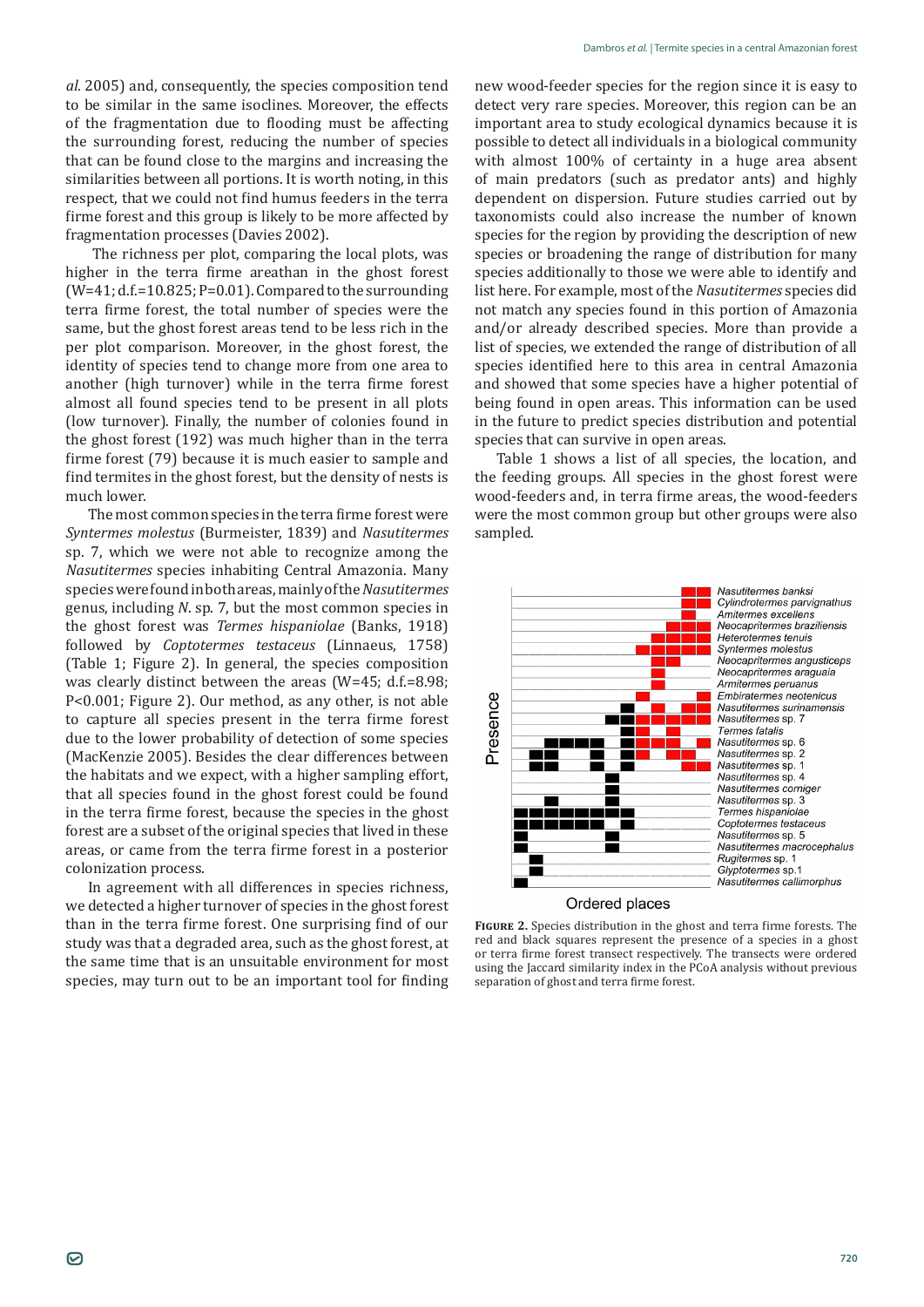*al.* 2005) and, consequently, the species composition tend to be similar in the same isoclines. Moreover, the effects of the fragmentation due to flooding must be affecting the surrounding forest, reducing the number of species that can be found close to the margins and increasing the similarities between all portions. It is worth noting, in this respect, that we could not find humus feeders in the terra firme forest and this group is likely to be more affected by fragmentation processes (Davies 2002).

The richness per plot, comparing the local plots, was higher in the terra firme areathan in the ghost forest (W=41; d.f.=10.825; P=0.01). Compared to the surrounding terra firme forest, the total number of species were the same, but the ghost forest areas tend to be less rich in the per plot comparison. Moreover, in the ghost forest, the identity of species tend to change more from one area to another (high turnover) while in the terra firme forest almost all found species tend to be present in all plots (low turnover). Finally, the number of colonies found in the ghost forest (192) was much higher than in the terra firme forest (79) because it is much easier to sample and find termites in the ghost forest, but the density of nests is much lower.

The most common species in the terra firme forest were *Syntermes molestus* (Burmeister, 1839) and *Nasutitermes* sp. 7, which we were not able to recognize among the *Nasutitermes* species inhabiting Central Amazonia. Many species were found in both areas, mainly of the *Nasutitermes* genus, including *N.* sp. 7, but the most common species in the ghost forest was *Termes hispaniolae* (Banks, 1918) followed by *Coptotermes testaceus* (Linnaeus, 1758) (Table 1; Figure 2). In general, the species composition was clearly distinct between the areas (W=45; d.f.=8.98; P<0.001; Figure 2). Our method, as any other, is not able to capture all species present in the terra firme forest due to the lower probability of detection of some species (MacKenzie 2005). Besides the clear differences between the habitats and we expect, with a higher sampling effort, that all species found in the ghost forest could be found in the terra firme forest, because the species in the ghost forest are a subset of the original species that lived in these areas, or came from the terra firme forest in a posterior colonization process.

In agreement with all differences in species richness, we detected a higher turnover of species in the ghost forest than in the terra firme forest. One surprising find of our study was that a degraded area, such as the ghost forest, at the same time that is an unsuitable environment for most species, may turn out to be an important tool for finding new wood-feeder species for the region since it is easy to detect very rare species. Moreover, this region can be an important area to study ecological dynamics because it is possible to detect all individuals in a biological community with almost 100% of certainty in a huge area absent of main predators (such as predator ants) and highly dependent on dispersion. Future studies carried out by taxonomists could also increase the number of known species for the region by providing the description of new species or broadening the range of distribution for many species additionally to those we were able to identify and list here. For example, most of the *Nasutitermes* species did not match any species found in this portion of Amazonia and/or already described species. More than provide a list of species, we extended the range of distribution of all species identified here to this area in central Amazonia and showed that some species have a higher potential of being found in open areas. This information can be used in the future to predict species distribution and potential species that can survive in open areas.

Table 1 shows a list of all species, the location, and the feeding groups. All species in the ghost forest were wood-feeders and, in terra firme areas, the wood-feeders were the most common group but other groups were also sampled.

**Figure 2.** Species distribution in the ghost and terra firme forests. The red and black squares represent the presence of a species in a ghost or terra firme forest transect respectively. The transects were ordered using the Jaccard similarity index in the PCoA analysis without previous separation of ghost and terra firme forest.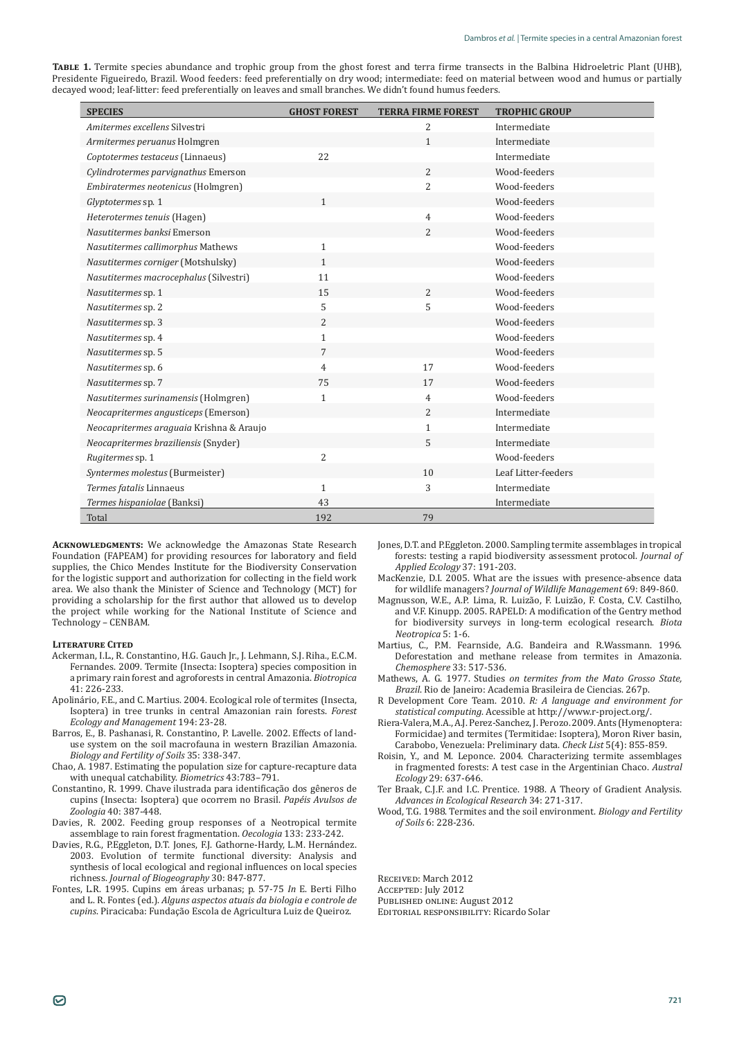**Table 1.** Termite species abundance and trophic group from the ghost forest and terra firme transects in the Balbina Hidroeletric Plant (UHB), Presidente Figueiredo, Brazil. Wood feeders: feed preferentially on dry wood; intermediate: feed on material between wood and humus or partially decayed wood; leaf-litter: feed preferentially on leaves and small branches. We didn't found humus feeders.

| SPECIES | GHOST FOREST | TERRA FIRME FOREST | TROPHIC GROUP |
|---|---|---|---|
| *Amitermes excellens* Silvestri | | 2 | Intermediate |
| *Armitermes peruanus* Holmgren | | 1 | Intermediate |
| *Coptotermes testaceus* (Linnaeus) | 22 | | Intermediate |
| *Cylindrotermes parvignathus* Emerson | | 2 | Wood-feeders |
| *Embiratermes neotenicus* (Holmgren) | | 2 | Wood-feeders |
| *Glyptotermes* sp. 1 | 1 | | Wood-feeders |
| *Heterotermes tenuis* (Hagen) | | 4 | Wood-feeders |
| *Nasutitermes banksi* Emerson | | 2 | Wood-feeders |
| *Nasutitermes callimorphus* Mathews | 1 | | Wood-feeders |
| *Nasutitermes corniger* (Motshulsky) | 1 | | Wood-feeders |
| *Nasutitermes macrocephalus* (Silvestri) | 11 | | Wood-feeders |
| *Nasutitermes* sp. 1 | 15 | 2 | Wood-feeders |
| *Nasutitermes* sp. 2 | 5 | 5 | Wood-feeders |
| *Nasutitermes* sp. 3 | 2 | | Wood-feeders |
| *Nasutitermes* sp. 4 | 1 | | Wood-feeders |
| *Nasutitermes* sp. 5 | 7 | | Wood-feeders |
| *Nasutitermes* sp. 6 | 4 | 17 | Wood-feeders |
| *Nasutitermes* sp. 7 | 75 | 17 | Wood-feeders |
| *Nasutitermes surinamensis* (Holmgren) | 1 | 4 | Wood-feeders |
| *Neocapritermes angusticeps* (Emerson) | | 2 | Intermediate |
| *Neocapritermes araguaia* Krishna & Araujo | | 1 | Intermediate |
| *Neocapritermes braziliensis* (Snyder) | | 5 | Intermediate |
| *Rugitermes* sp. 1 | 2 | | Wood-feeders |
| *Syntermes molestus* (Burmeister) | | 10 | Leaf Litter-feeders |
| *Termes fatalis* Linnaeus | 1 | 3 | Intermediate |
| *Termes hispaniolae* (Banksi) | 43 | | Intermediate |
| Total | 192 | 79 | |

**Acknowledgments:** We acknowledge the Amazonas State Research Foundation (FAPEAM) for providing resources for laboratory and field supplies, the Chico Mendes Institute for the Biodiversity Conservation for the logistic support and authorization for collecting in the field work area. We also thank the Minister of Science and Technology (MCT) for providing a scholarship for the first author that allowed us to develop the project while working for the National Institute of Science and Technology – CENBAM.

## Literature Cited

Ackerman, I.L., R. Constantino, H.G. Gauch Jr., J. Lehmann, S.J. Riha., E.C.M. Fernandes. 2009. Termite (Insecta: Isoptera) species composition in a primary rain forest and agroforests in central Amazonia. *Biotropica* 41: 226-233.

Apolinário, F.E., and C. Martius. 2004. Ecological role of termites (Insecta, Isoptera) in tree trunks in central Amazonian rain forests. *Forest Ecology and Management* 194: 23-28.

Barros, E., B. Pashanasi, R. Constantino, P. Lavelle. 2002. Effects of land-use system on the soil macrofauna in western Brazilian Amazonia. *Biology and Fertility of Soils* 35: 338-347.

Chao, A. 1987. Estimating the population size for capture-recapture data with unequal catchability. *Biometrics* 43:783–791.

Constantino, R. 1999. Chave ilustrada para identificação dos gêneros de cupins (Insecta: Isoptera) que ocorrem no Brasil. *Papéis Avulsos de Zoologia* 40: 387-448.

Davies, R. 2002. Feeding group responses of a Neotropical termite assemblage to rain forest fragmentation. *Oecologia* 133: 233-242.

Davies, R.G., P.Eggleton, D.T. Jones, F.J. Gathorne-Hardy, L.M. Hernández. 2003. Evolution of termite functional diversity: Analysis and synthesis of local ecological and regional influences on local species richness. *Journal of Biogeography* 30: 847-877.

Fontes, L.R. 1995. Cupins em áreas urbanas; p. 57-75 *In* E. Berti Filho and L. R. Fontes (ed.). *Alguns aspectos atuais da biologia e controle de cupins*. Piracicaba: Fundação Escola de Agricultura Luiz de Queiroz.

Jones, D.T. and P.Eggleton. 2000. Sampling termite assemblages in tropical forests: testing a rapid biodiversity assessment protocol. *Journal of Applied Ecology* 37: 191-203.

MacKenzie, D.I. 2005. What are the issues with presence-absence data for wildlife managers? *Journal of Wildlife Management* 69: 849-860.

Magnusson, W.E., A.P. Lima, R. Luizão, F. Luizão, F. Costa, C.V. Castilho, and V.F. Kinupp. 2005. RAPELD: A modification of the Gentry method for biodiversity surveys in long-term ecological research. *Biota Neotropica* 5: 1-6.

Martius, C., P.M. Fearnside, A.G. Bandeira and R.Wassmann. 1996. Deforestation and methane release from termites in Amazonia. *Chemosphere* 33: 517-536.

Mathews, A. G. 1977. Studies *on termites from the Mato Grosso State, Brazil*. Rio de Janeiro: Academia Brasileira de Ciencias. 267p.

R Development Core Team. 2010. *R: A language and environment for statistical computing*. Acessible at http://www.r-project.org/.

Riera-Valera, M.A., A.J. Perez-Sanchez, J. Perozo. 2009. Ants (Hymenoptera: Formicidae) and termites (Termitidae: Isoptera), Moron River basin, Carabobo, Venezuela: Preliminary data. *Check List* 5(4): 855-859.

Roisin, Y., and M. Leponce. 2004. Characterizing termite assemblages in fragmented forests: A test case in the Argentinian Chaco. *Austral Ecology* 29: 637-646.

Ter Braak, C.J.F. and I.C. Prentice. 1988. A Theory of Gradient Analysis. *Advances in Ecological Research* 34: 271-317.

Wood, T.G. 1988. Termites and the soil environment. *Biology and Fertility of Soils* 6: 228-236.

Received: March 2012
Accepted: July 2012
Published online: August 2012
Editorial responsibility: Ricardo Solar